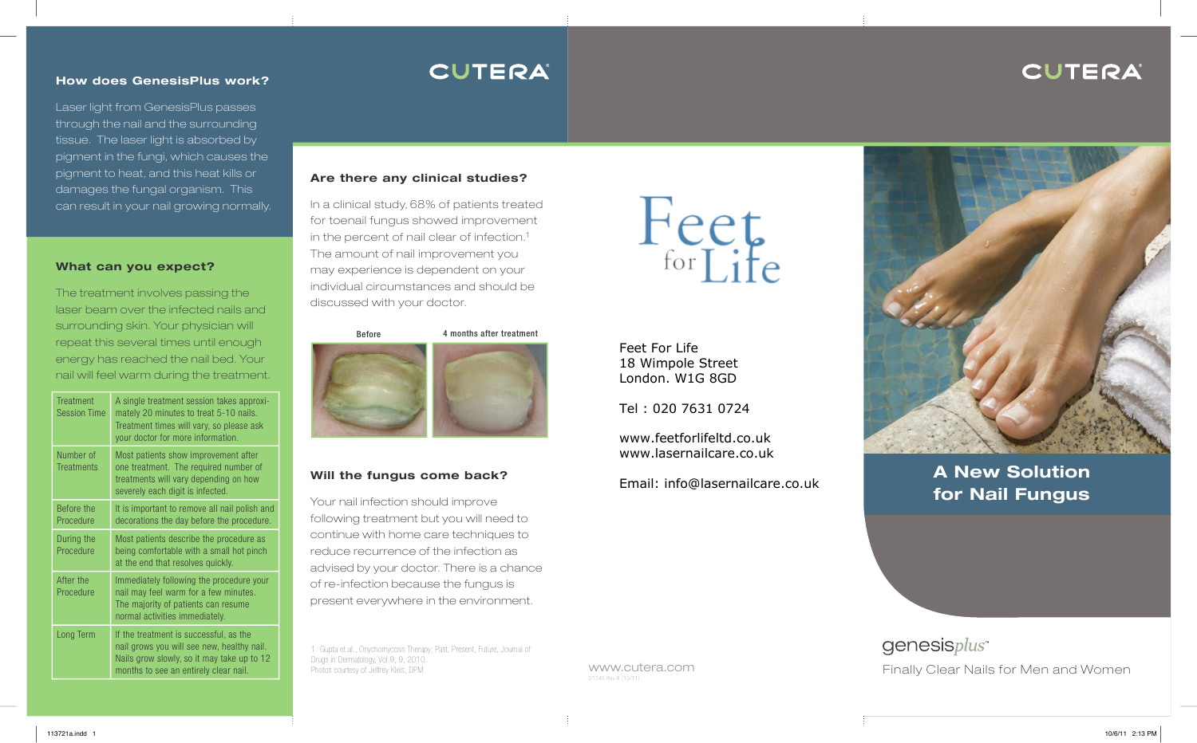## How does GenesisPlus work?

Laser light from GenesisPlus passes through the nail and the surrounding tissue. The laser light is absorbed by pigment in the fungi, which causes the pigment to heat, and this heat kills or damages the fungal organism. This can result in your nail growing normally.

## What can you expect?

The treatment involves passing the laser beam over the infected nails and surrounding skin. Your physician will repeat this several times until enough energy has reached the nail bed. Your nail will feel warm during the treatment.

| | |
|---|---|
| Treatment Session Time | A single treatment session takes approximately 20 minutes to treat 5-10 nails. Treatment times will vary, so please ask your doctor for more information. |
| Number of Treatments | Most patients show improvement after one treatment. The required number of treatments will vary depending on how severely each digit is infected. |
| Before the Procedure | It is important to remove all nail polish and decorations the day before the procedure. |
| During the Procedure | Most patients describe the procedure as being comfortable with a small hot pinch at the end that resolves quickly. |
| After the Procedure | Immediately following the procedure your nail may feel warm for a few minutes. The majority of patients can resume normal activities immediately. |
| Long Term | If the treatment is successful, as the nail grows you will see new, healthy nail. Nails grow slowly, so it may take up to 12 months to see an entirely clear nail. |

CUTERA

## Are there any clinical studies?

In a clinical study, 68% of patients treated for toenail fungus showed improvement in the percent of nail clear of infection.[1] The amount of nail improvement you may experience is dependent on your individual circumstances and should be discussed with your doctor.

Before | 4 months after treatment

## Will the fungus come back?

Your nail infection should improve following treatment but you will need to continue with home care techniques to reduce recurrence of the infection as advised by your doctor. There is a chance of re-infection because the fungus is present everywhere in the environment.

1 Gupta et.al., Onychomycosis Therapy: Past, Present, Future, Journal of Drugs in Dermatology, Vol.9, 9; 2010.
Photos courtesy of Jeffrey Kleis, DPM

Feet for Life

Feet For Life
18 Wimpole Street
London. W1G 8GD

Tel : 020 7631 0724

www.feetforlifeltd.co.uk
www.lasernailcare.co.uk

Email: info@lasernailcare.co.uk

www.cutera.com

CUTERA

# A New Solution for Nail Fungus

genesisplus

Finally Clear Nails for Men and Women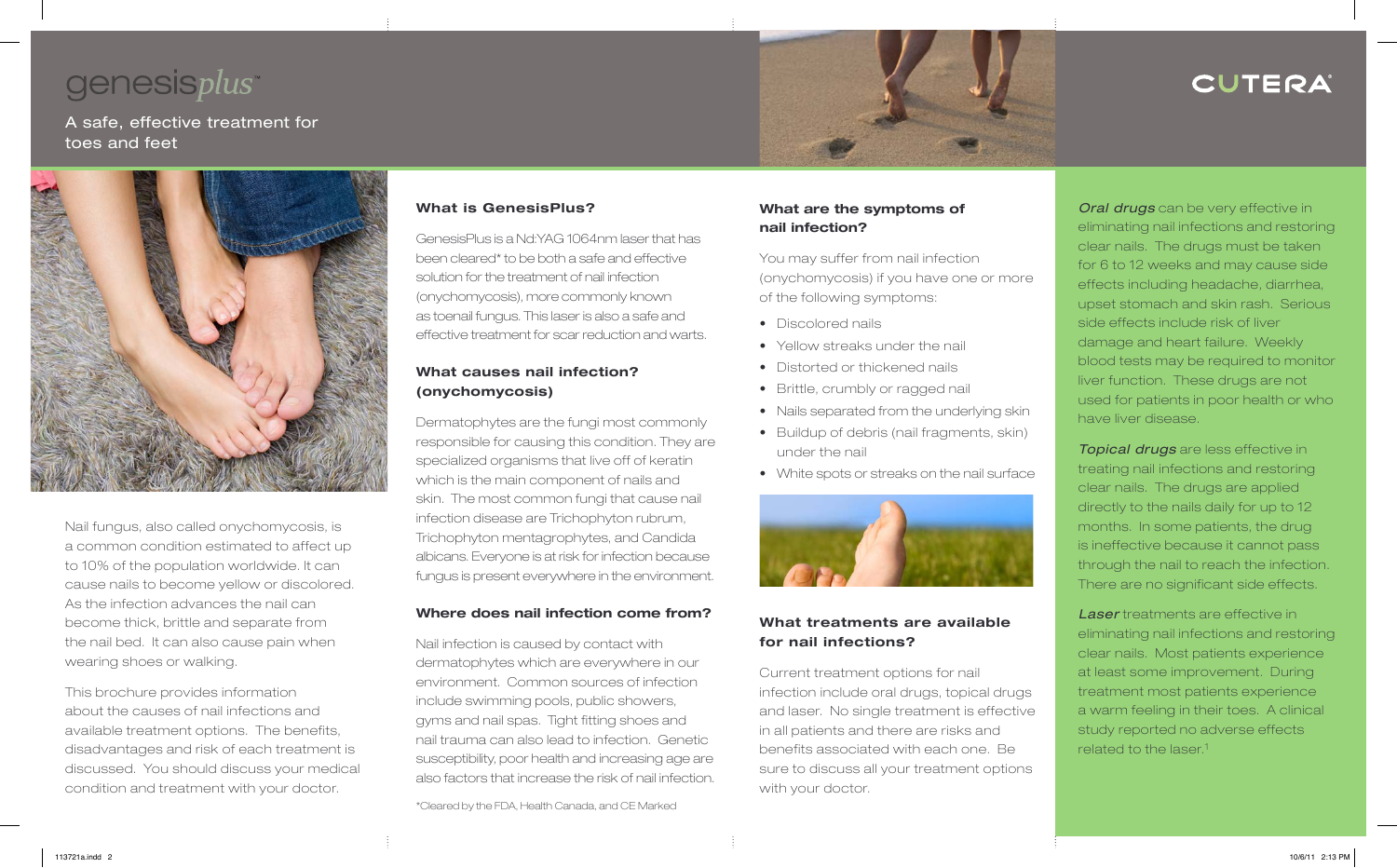# genesisplus™

A safe, effective treatment for toes and feet

CUTERA

Nail fungus, also called onychomycosis, is a common condition estimated to affect up to 10% of the population worldwide. It can cause nails to become yellow or discolored. As the infection advances the nail can become thick, brittle and separate from the nail bed. It can also cause pain when wearing shoes or walking.

This brochure provides information about the causes of nail infections and available treatment options. The benefits, disadvantages and risk of each treatment is discussed. You should discuss your medical condition and treatment with your doctor.

## What is GenesisPlus?

GenesisPlus is a Nd:YAG 1064nm laser that has been cleared* to be both a safe and effective solution for the treatment of nail infection (onychomycosis), more commonly known as toenail fungus. This laser is also a safe and effective treatment for scar reduction and warts.

## What causes nail infection? (onychomycosis)

Dermatophytes are the fungi most commonly responsible for causing this condition. They are specialized organisms that live off of keratin which is the main component of nails and skin. The most common fungi that cause nail infection disease are Trichophyton rubrum, Trichophyton mentagrophytes, and Candida albicans. Everyone is at risk for infection because fungus is present everywhere in the environment.

## Where does nail infection come from?

Nail infection is caused by contact with dermatophytes which are everywhere in our environment. Common sources of infection include swimming pools, public showers, gyms and nail spas. Tight fitting shoes and nail trauma can also lead to infection. Genetic susceptibility, poor health and increasing age are also factors that increase the risk of nail infection.

*Cleared by the FDA, Health Canada, and CE Marked

## What are the symptoms of nail infection?

You may suffer from nail infection (onychomycosis) if you have one or more of the following symptoms:

- Discolored nails
- Yellow streaks under the nail
- Distorted or thickened nails
- Brittle, crumbly or ragged nail
- Nails separated from the underlying skin
- Buildup of debris (nail fragments, skin) under the nail
- White spots or streaks on the nail surface

## What treatments are available for nail infections?

Current treatment options for nail infection include oral drugs, topical drugs and laser. No single treatment is effective in all patients and there are risks and benefits associated with each one. Be sure to discuss all your treatment options with your doctor.

***Oral drugs*** can be very effective in eliminating nail infections and restoring clear nails. The drugs must be taken for 6 to 12 weeks and may cause side effects including headache, diarrhea, upset stomach and skin rash. Serious side effects include risk of liver damage and heart failure. Weekly blood tests may be required to monitor liver function. These drugs are not used for patients in poor health or who have liver disease.

***Topical drugs*** are less effective in treating nail infections and restoring clear nails. The drugs are applied directly to the nails daily for up to 12 months. In some patients, the drug is ineffective because it cannot pass through the nail to reach the infection. There are no significant side effects.

***Laser*** treatments are effective in eliminating nail infections and restoring clear nails. Most patients experience at least some improvement. During treatment most patients experience a warm feeling in their toes. A clinical study reported no adverse effects related to the laser.[1]